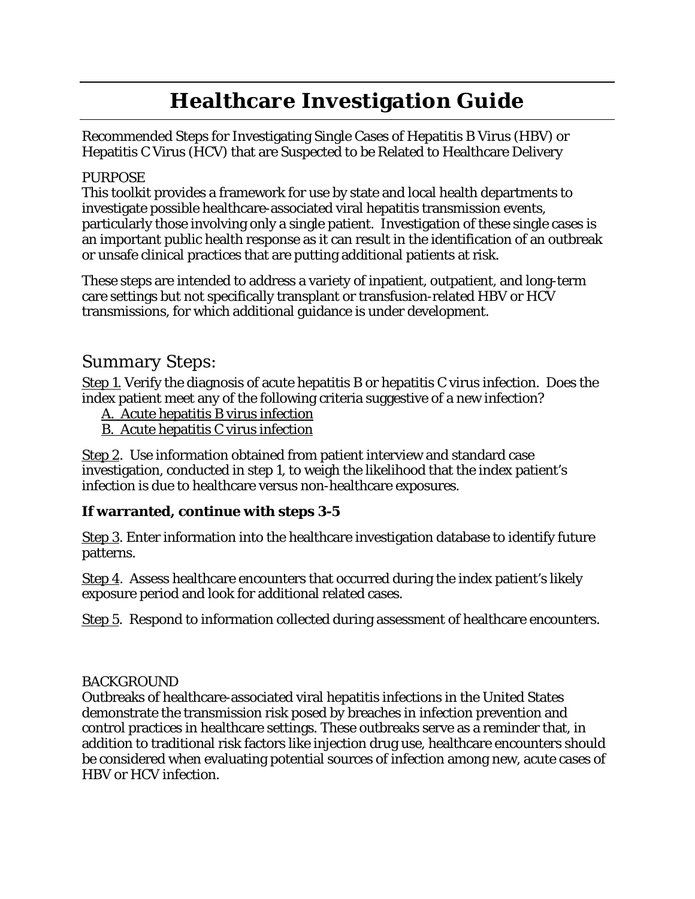# Healthcare Investigation Guide

Recommended Steps for Investigating Single Cases of Hepatitis B Virus (HBV) or Hepatitis C Virus (HCV) that are Suspected to be Related to Healthcare Delivery

PURPOSE

This toolkit provides a framework for use by state and local health departments to investigate possible healthcare-associated viral hepatitis transmission events, particularly those involving only a single patient. Investigation of these single cases is an important public health response as it can result in the identification of an outbreak or unsafe clinical practices that are putting additional patients at risk.

These steps are intended to address a variety of inpatient, outpatient, and long-term care settings but not specifically transplant or transfusion-related HBV or HCV transmissions, for which additional guidance is under development.

## Summary Steps:

Step 1. Verify the diagnosis of acute hepatitis B or hepatitis C virus infection. Does the index patient meet any of the following criteria suggestive of a new infection?

- A. Acute hepatitis B virus infection
- B. Acute hepatitis C virus infection

Step 2. Use information obtained from patient interview and standard case investigation, conducted in step 1, to weigh the likelihood that the index patient's infection is due to healthcare versus non-healthcare exposures.

**If warranted, continue with steps 3-5**

Step 3. Enter information into the healthcare investigation database to identify future patterns.

Step 4. Assess healthcare encounters that occurred during the index patient's likely exposure period and look for additional related cases.

Step 5. Respond to information collected during assessment of healthcare encounters.

BACKGROUND

Outbreaks of healthcare-associated viral hepatitis infections in the United States demonstrate the transmission risk posed by breaches in infection prevention and control practices in healthcare settings. These outbreaks serve as a reminder that, in addition to traditional risk factors like injection drug use, healthcare encounters should be considered when evaluating potential sources of infection among new, acute cases of HBV or HCV infection.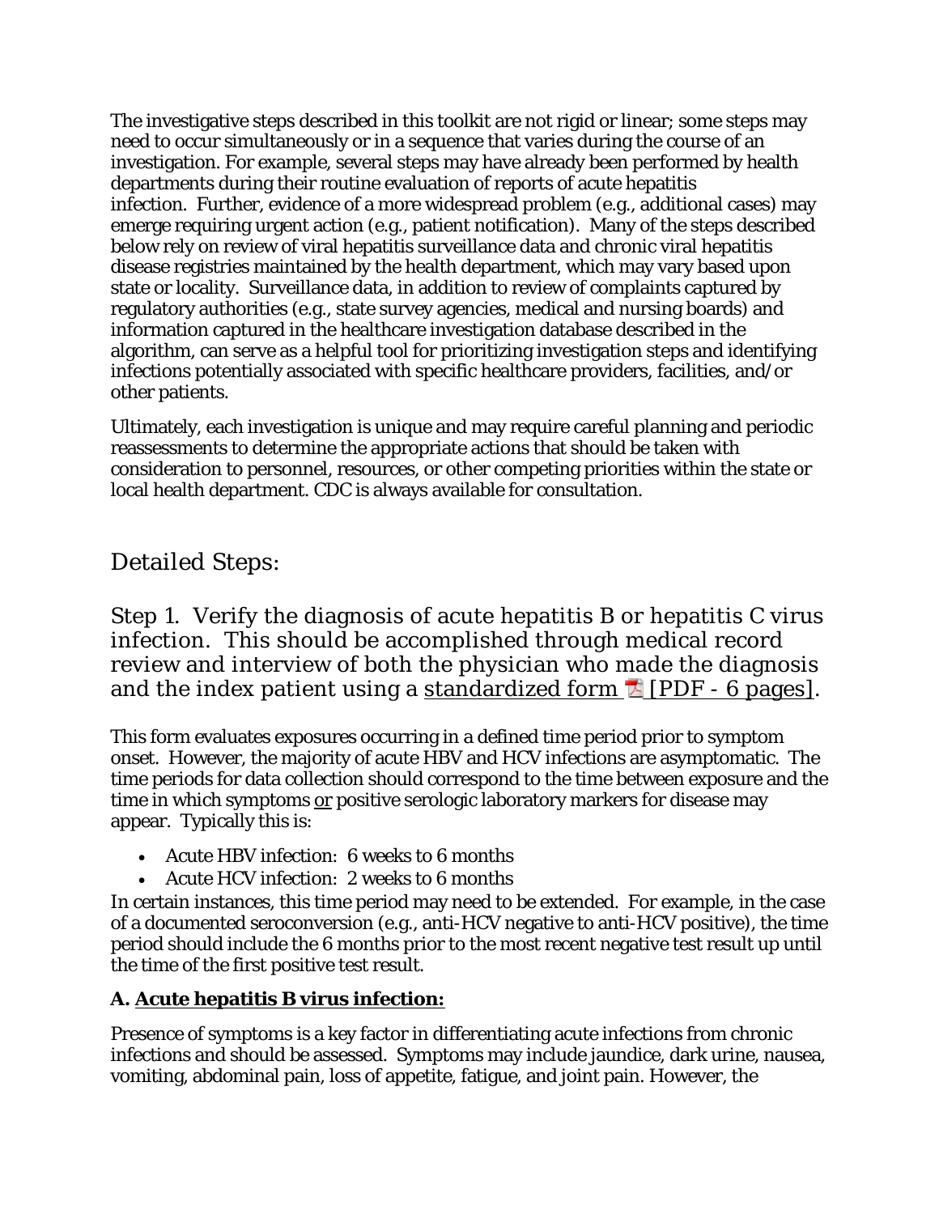The investigative steps described in this toolkit are not rigid or linear; some steps may need to occur simultaneously or in a sequence that varies during the course of an investigation. For example, several steps may have already been performed by health departments during their routine evaluation of reports of acute hepatitis infection. Further, evidence of a more widespread problem (e.g., additional cases) may emerge requiring urgent action (e.g., patient notification). Many of the steps described below rely on review of viral hepatitis surveillance data and chronic viral hepatitis disease registries maintained by the health department, which may vary based upon state or locality. Surveillance data, in addition to review of complaints captured by regulatory authorities (e.g., state survey agencies, medical and nursing boards) and information captured in the healthcare investigation database described in the algorithm, can serve as a helpful tool for prioritizing investigation steps and identifying infections potentially associated with specific healthcare providers, facilities, and/or other patients.

Ultimately, each investigation is unique and may require careful planning and periodic reassessments to determine the appropriate actions that should be taken with consideration to personnel, resources, or other competing priorities within the state or local health department. CDC is always available for consultation.

## Detailed Steps:

### Step 1. Verify the diagnosis of acute hepatitis B or hepatitis C virus infection. This should be accomplished through medical record review and interview of both the physician who made the diagnosis and the index patient using a standardized form [PDF - 6 pages].

This form evaluates exposures occurring in a defined time period prior to symptom onset. However, the majority of acute HBV and HCV infections are asymptomatic. The time periods for data collection should correspond to the time between exposure and the time in which symptoms or positive serologic laboratory markers for disease may appear. Typically this is:

- Acute HBV infection: 6 weeks to 6 months
- Acute HCV infection: 2 weeks to 6 months

In certain instances, this time period may need to be extended. For example, in the case of a documented seroconversion (e.g., anti-HCV negative to anti-HCV positive), the time period should include the 6 months prior to the most recent negative test result up until the time of the first positive test result.

**A. Acute hepatitis B virus infection:**

Presence of symptoms is a key factor in differentiating acute infections from chronic infections and should be assessed. Symptoms may include jaundice, dark urine, nausea, vomiting, abdominal pain, loss of appetite, fatigue, and joint pain. However, the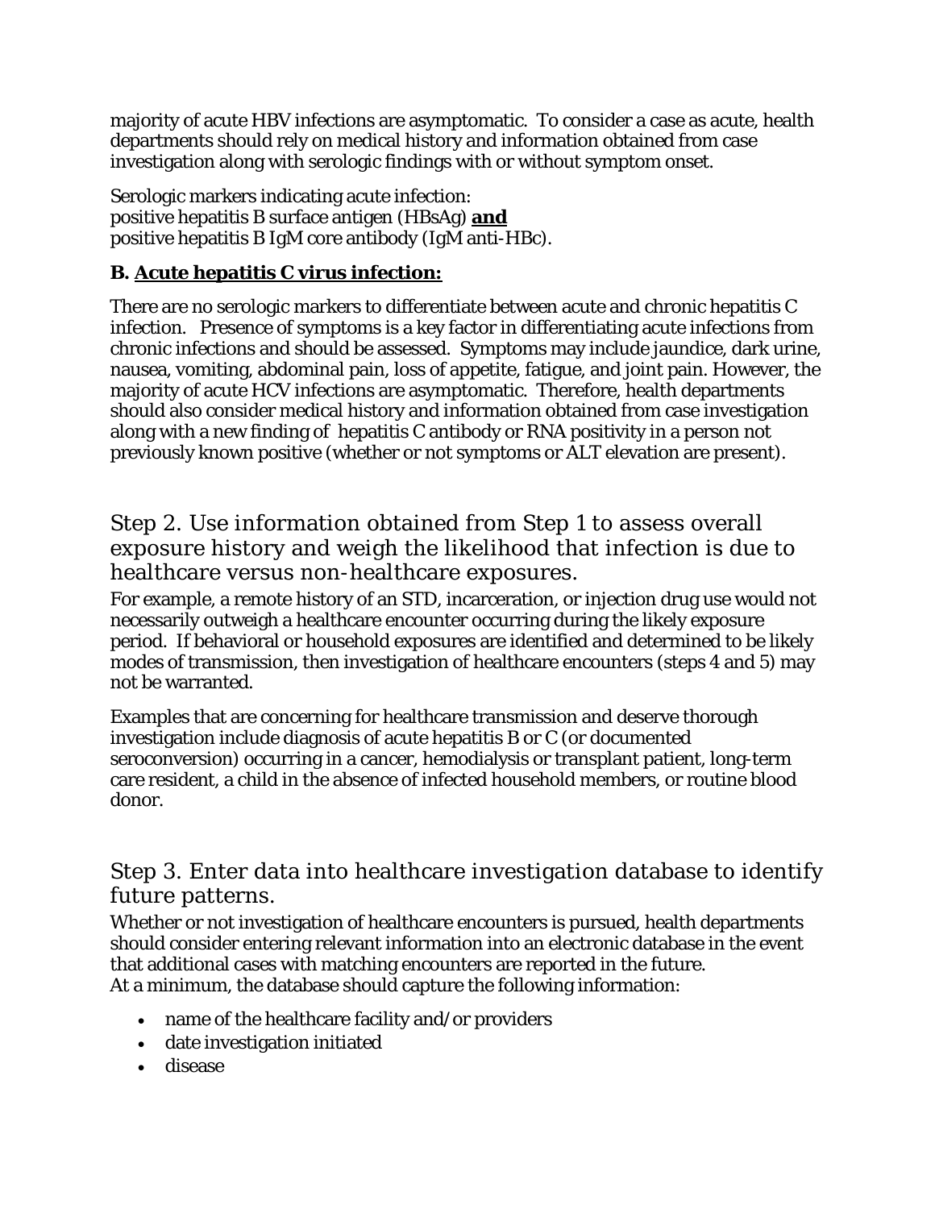majority of acute HBV infections are asymptomatic. To consider a case as acute, health departments should rely on medical history and information obtained from case investigation along with serologic findings with or without symptom onset.

Serologic markers indicating acute infection:
positive hepatitis B surface antigen (HBsAg) **<u>and</u>**
positive hepatitis B IgM core antibody (IgM anti-HBc).

**B. <u>Acute hepatitis C virus infection:</u>**

There are no serologic markers to differentiate between acute and chronic hepatitis C infection. Presence of symptoms is a key factor in differentiating acute infections from chronic infections and should be assessed. Symptoms may include jaundice, dark urine, nausea, vomiting, abdominal pain, loss of appetite, fatigue, and joint pain. However, the majority of acute HCV infections are asymptomatic. Therefore, health departments should also consider medical history and information obtained from case investigation along with a new finding of hepatitis C antibody or RNA positivity in a person not previously known positive (whether or not symptoms or ALT elevation are present).

## Step 2. Use information obtained from Step 1 to assess overall exposure history and weigh the likelihood that infection is due to healthcare versus non-healthcare exposures.

For example, a remote history of an STD, incarceration, or injection drug use would not necessarily outweigh a healthcare encounter occurring during the likely exposure period. If behavioral or household exposures are identified and determined to be likely modes of transmission, then investigation of healthcare encounters (steps 4 and 5) may not be warranted.

Examples that are concerning for healthcare transmission and deserve thorough investigation include diagnosis of acute hepatitis B or C (or documented seroconversion) occurring in a cancer, hemodialysis or transplant patient, long-term care resident, a child in the absence of infected household members, or routine blood donor.

## Step 3. Enter data into healthcare investigation database to identify future patterns.

Whether or not investigation of healthcare encounters is pursued, health departments should consider entering relevant information into an electronic database in the event that additional cases with matching encounters are reported in the future.
At a minimum, the database should capture the following information:

- name of the healthcare facility and/or providers
- date investigation initiated
- disease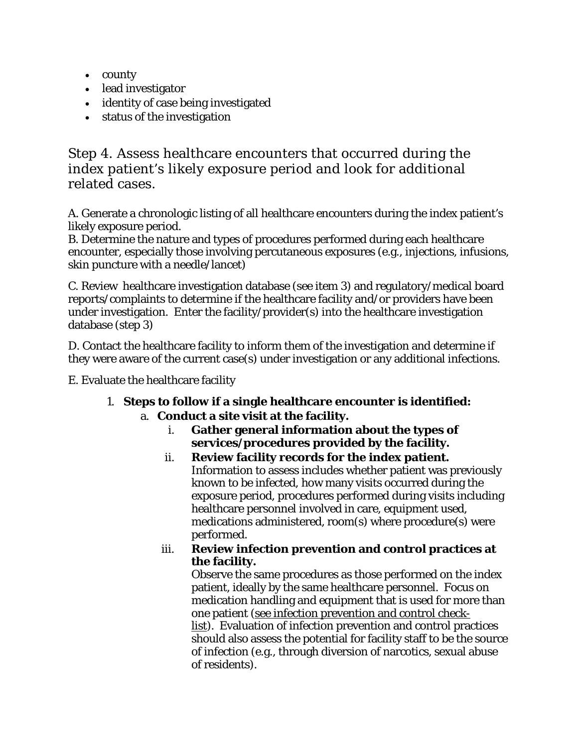- county
- lead investigator
- identity of case being investigated
- status of the investigation

## Step 4. Assess healthcare encounters that occurred during the index patient's likely exposure period and look for additional related cases.

A. Generate a chronologic listing of all healthcare encounters during the index patient's likely exposure period.
B. Determine the nature and types of procedures performed during each healthcare encounter, especially those involving percutaneous exposures (e.g., injections, infusions, skin puncture with a needle/lancet)

C. Review healthcare investigation database (see item 3) and regulatory/medical board reports/complaints to determine if the healthcare facility and/or providers have been under investigation. Enter the facility/provider(s) into the healthcare investigation database (step 3)

D. Contact the healthcare facility to inform them of the investigation and determine if they were aware of the current case(s) under investigation or any additional infections.

E. Evaluate the healthcare facility

1. **Steps to follow if a single healthcare encounter is identified:**
   a. **Conduct a site visit at the facility.**
      i. **Gather general information about the types of services/procedures provided by the facility.**
      ii. **Review facility records for the index patient.** Information to assess includes whether patient was previously known to be infected, how many visits occurred during the exposure period, procedures performed during visits including healthcare personnel involved in care, equipment used, medications administered, room(s) where procedure(s) were performed.
      iii. **Review infection prevention and control practices at the facility.** Observe the same procedures as those performed on the index patient, ideally by the same healthcare personnel. Focus on medication handling and equipment that is used for more than one patient (see infection prevention and control check-list). Evaluation of infection prevention and control practices should also assess the potential for facility staff to be the source of infection (e.g., through diversion of narcotics, sexual abuse of residents).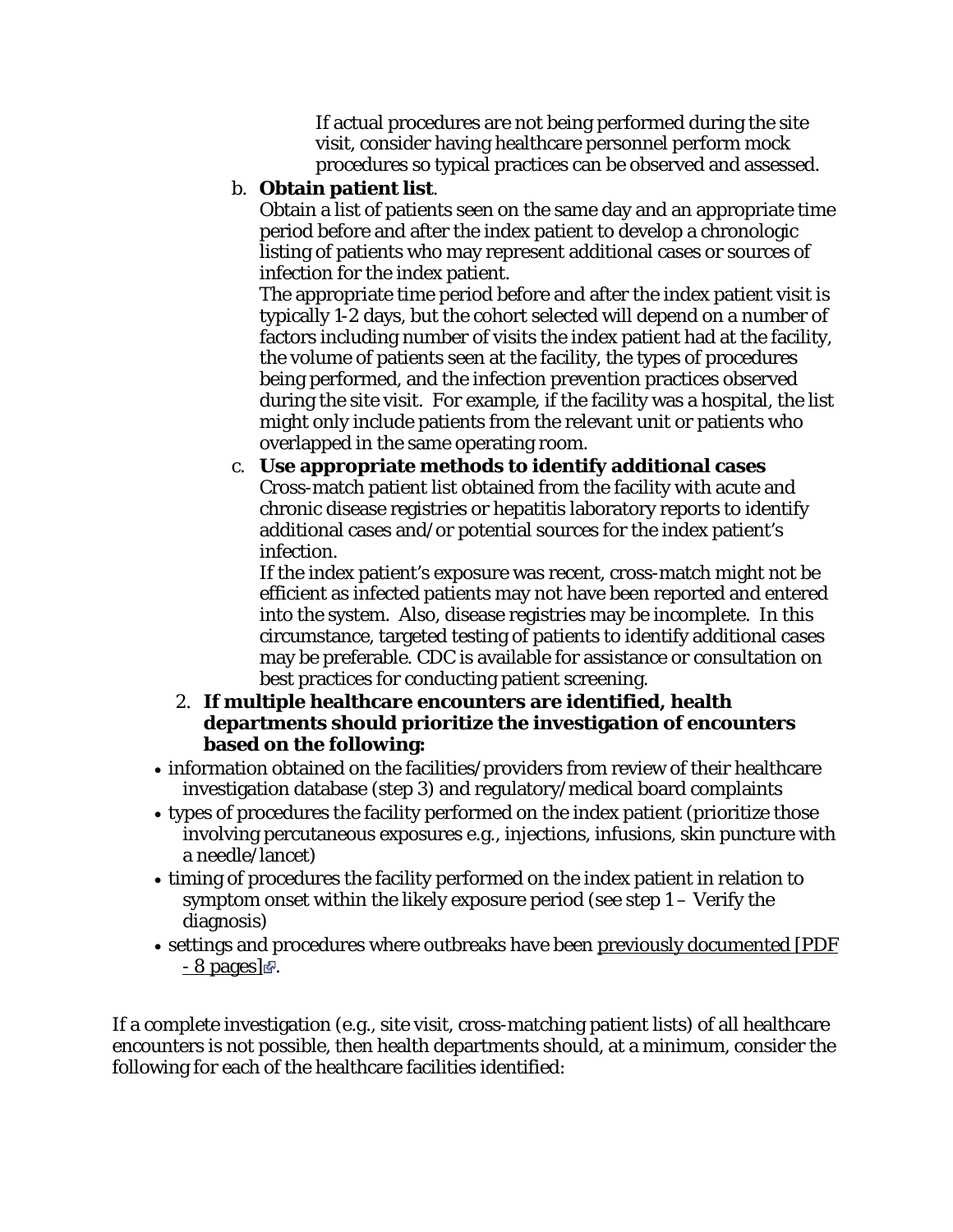If actual procedures are not being performed during the site visit, consider having healthcare personnel perform mock procedures so typical practices can be observed and assessed.

b. **Obtain patient list**.

   Obtain a list of patients seen on the same day and an appropriate time period before and after the index patient to develop a chronologic listing of patients who may represent additional cases or sources of infection for the index patient.

   The appropriate time period before and after the index patient visit is typically 1-2 days, but the cohort selected will depend on a number of factors including number of visits the index patient had at the facility, the volume of patients seen at the facility, the types of procedures being performed, and the infection prevention practices observed during the site visit. For example, if the facility was a hospital, the list might only include patients from the relevant unit or patients who overlapped in the same operating room.

c. **Use appropriate methods to identify additional cases**

   Cross-match patient list obtained from the facility with acute and chronic disease registries or hepatitis laboratory reports to identify additional cases and/or potential sources for the index patient's infection.

   If the index patient's exposure was recent, cross-match might not be efficient as infected patients may not have been reported and entered into the system. Also, disease registries may be incomplete. In this circumstance, targeted testing of patients to identify additional cases may be preferable. CDC is available for assistance or consultation on best practices for conducting patient screening.

2. **If multiple healthcare encounters are identified, health departments should prioritize the investigation of encounters based on the following:**

- information obtained on the facilities/providers from review of their healthcare investigation database (step 3) and regulatory/medical board complaints
- types of procedures the facility performed on the index patient (prioritize those involving percutaneous exposures e.g., injections, infusions, skin puncture with a needle/lancet)
- timing of procedures the facility performed on the index patient in relation to symptom onset within the likely exposure period (see step 1 – Verify the diagnosis)
- settings and procedures where outbreaks have been previously documented [PDF - 8 pages].

If a complete investigation (e.g., site visit, cross-matching patient lists) of all healthcare encounters is not possible, then health departments should, at a minimum, consider the following for each of the healthcare facilities identified: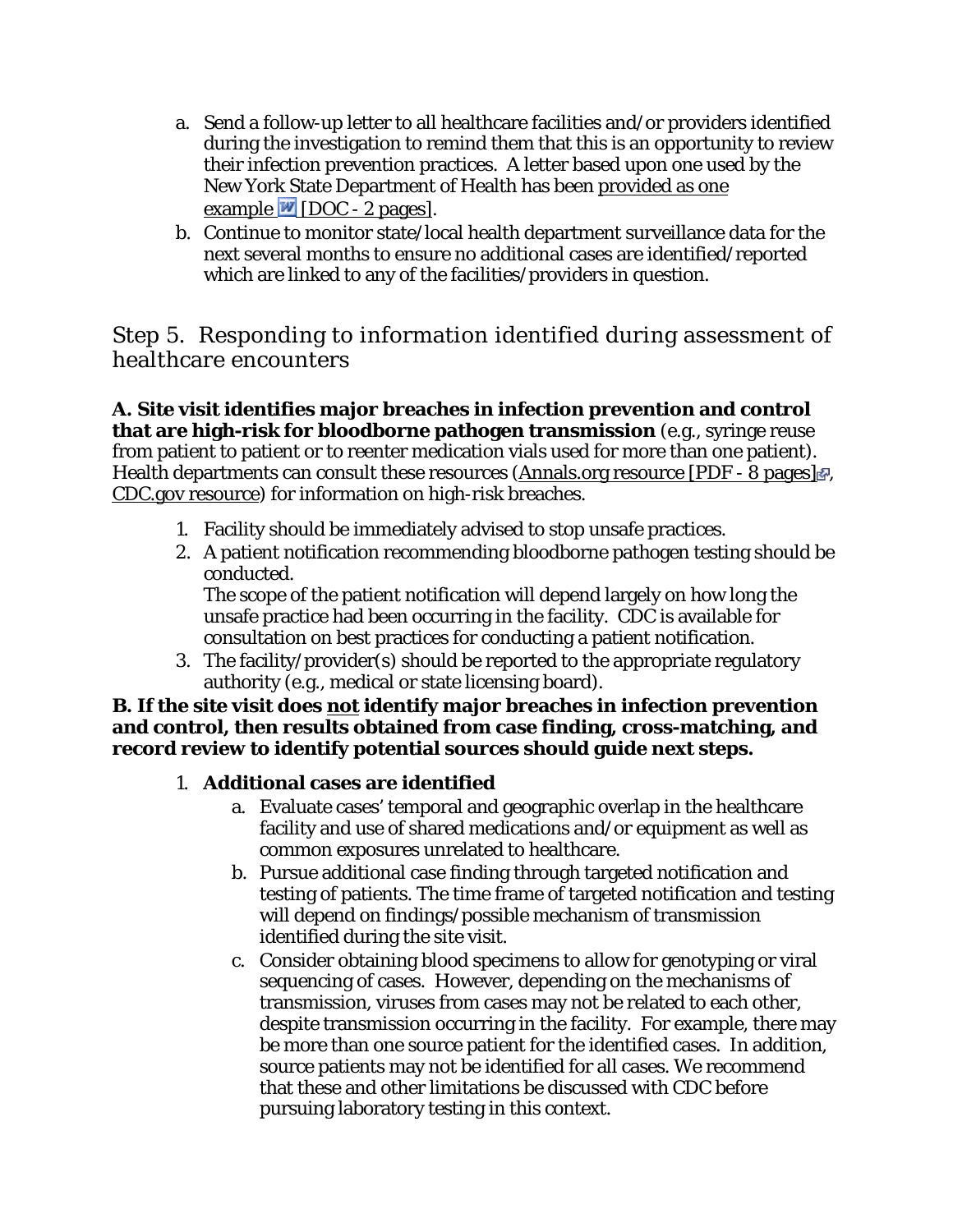a. Send a follow-up letter to all healthcare facilities and/or providers identified during the investigation to remind them that this is an opportunity to review their infection prevention practices. A letter based upon one used by the New York State Department of Health has been provided as one example [DOC - 2 pages].
b. Continue to monitor state/local health department surveillance data for the next several months to ensure no additional cases are identified/reported which are linked to any of the facilities/providers in question.

## Step 5. Responding to information identified during assessment of healthcare encounters

**A. Site visit identifies major breaches in infection prevention and control that are high-risk for bloodborne pathogen transmission** (e.g., syringe reuse from patient to patient or to reenter medication vials used for more than one patient). Health departments can consult these resources (Annals.org resource [PDF - 8 pages], CDC.gov resource) for information on high-risk breaches.

1. Facility should be immediately advised to stop unsafe practices.
2. A patient notification recommending bloodborne pathogen testing should be conducted.
   The scope of the patient notification will depend largely on how long the unsafe practice had been occurring in the facility. CDC is available for consultation on best practices for conducting a patient notification.
3. The facility/provider(s) should be reported to the appropriate regulatory authority (e.g., medical or state licensing board).

**B. If the site visit does not identify major breaches in infection prevention and control, then results obtained from case finding, cross-matching, and record review to identify potential sources should guide next steps.**

1. **Additional cases are identified**
   a. Evaluate cases' temporal and geographic overlap in the healthcare facility and use of shared medications and/or equipment as well as common exposures unrelated to healthcare.
   b. Pursue additional case finding through targeted notification and testing of patients. The time frame of targeted notification and testing will depend on findings/possible mechanism of transmission identified during the site visit.
   c. Consider obtaining blood specimens to allow for genotyping or viral sequencing of cases. However, depending on the mechanisms of transmission, viruses from cases may not be related to each other, despite transmission occurring in the facility. For example, there may be more than one source patient for the identified cases. In addition, source patients may not be identified for all cases. We recommend that these and other limitations be discussed with CDC before pursuing laboratory testing in this context.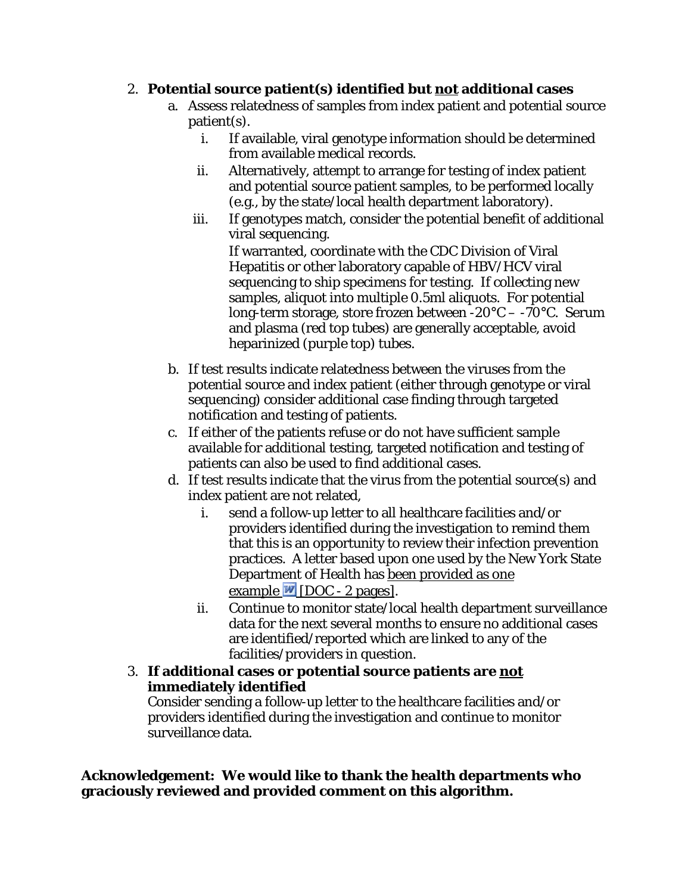2. **Potential source patient(s) identified but <u>not</u> additional cases**
   a. Assess relatedness of samples from index patient and potential source patient(s).
      i. If available, viral genotype information should be determined from available medical records.
      ii. Alternatively, attempt to arrange for testing of index patient and potential source patient samples, to be performed locally (e.g., by the state/local health department laboratory).
      iii. If genotypes match, consider the potential benefit of additional viral sequencing.
      If warranted, coordinate with the CDC Division of Viral Hepatitis or other laboratory capable of HBV/HCV viral sequencing to ship specimens for testing. If collecting new samples, aliquot into multiple 0.5ml aliquots. For potential long-term storage, store frozen between -20°C – -70°C. Serum and plasma (red top tubes) are generally acceptable, avoid heparinized (purple top) tubes.
   b. If test results indicate relatedness between the viruses from the potential source and index patient (either through genotype or viral sequencing) consider additional case finding through targeted notification and testing of patients.
   c. If either of the patients refuse or do not have sufficient sample available for additional testing, targeted notification and testing of patients can also be used to find additional cases.
   d. If test results indicate that the virus from the potential source(s) and index patient are not related,
      i. send a follow-up letter to all healthcare facilities and/or providers identified during the investigation to remind them that this is an opportunity to review their infection prevention practices. A letter based upon one used by the New York State Department of Health has been provided as one example [DOC - 2 pages].
      ii. Continue to monitor state/local health department surveillance data for the next several months to ensure no additional cases are identified/reported which are linked to any of the facilities/providers in question.
3. **If additional cases or potential source patients are <u>not</u> immediately identified**
   Consider sending a follow-up letter to the healthcare facilities and/or providers identified during the investigation and continue to monitor surveillance data.

**Acknowledgement: We would like to thank the health departments who graciously reviewed and provided comment on this algorithm.**